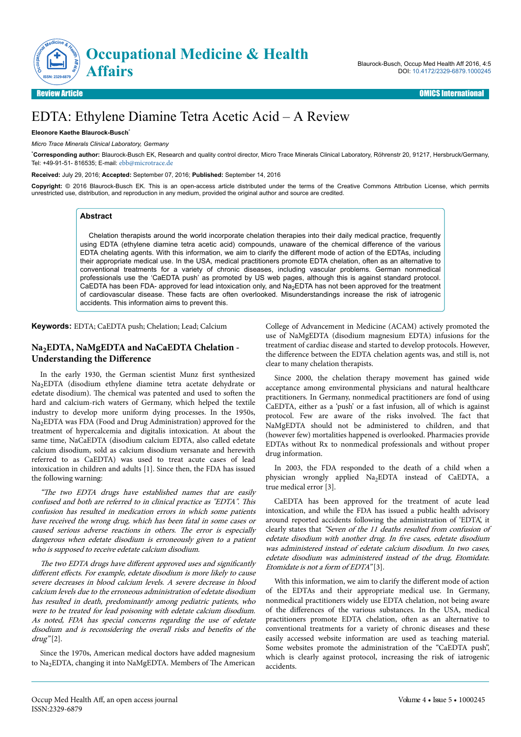Review Article

# EDTA: Ethylene Diamine Tetra Acetic Acid – A Review

**Eleonore Kaethe Blaurock-Busch***

*Micro Trace Minerals Clinical Laboratory, Germany*

***Corresponding author:** Blaurock-Busch EK, Research and quality control director, Micro Trace Minerals Clinical Laboratory, Röhrenstr 20, 91217, Hersbruck/Germany, Tel: +49-91-51- 816535; E-mail: ebb@microtrace.de

**Received:** July 29, 2016; **Accepted:** September 07, 2016; **Published:** September 14, 2016

**Copyright:** © 2016 Blaurock-Busch EK. This is an open-access article distributed under the terms of the Creative Commons Attribution License, which permits unrestricted use, distribution, and reproduction in any medium, provided the original author and source are credited.

## Abstract

Chelation therapists around the world incorporate chelation therapies into their daily medical practice, frequently using EDTA (ethylene diamine tetra acetic acid) compounds, unaware of the chemical difference of the various EDTA chelating agents. With this information, we aim to clarify the different mode of action of the EDTAs, including their appropriate medical use. In the USA, medical practitioners promote EDTA chelation, often as an alternative to conventional treatments for a variety of chronic diseases, including vascular problems. German nonmedical professionals use the 'CaEDTA push' as promoted by US web pages, although this is against standard protocol. CaEDTA has been FDA- approved for lead intoxication only, and $Na_2EDTA$ has not been approved for the treatment of cardiovascular disease. These facts are often overlooked. Misunderstandings increase the risk of iatrogenic accidents. This information aims to prevent this.

**Keywords:** EDTA; CaEDTA push; Chelation; Lead; Calcium

## $Na_2EDTA$, NaMgEDTA and NaCaEDTA Chelation - Understanding the Difference

In the early 1930, the German scientist Munz first synthesized $Na_2EDTA$ (disodium ethylene diamine tetra acetate dehydrate or edetate disodium). The chemical was patented and used to soften the hard and calcium-rich waters of Germany, which helped the textile industry to develop more uniform dying processes. In the 1950s, $Na_2EDTA$ was FDA (Food and Drug Administration) approved for the treatment of hypercalcemia and digitalis intoxication. At about the same time, NaCaEDTA (disodium calcium EDTA, also called edetate calcium disodium, sold as calcium disodium versanate and herewith referred to as CaEDTA) was used to treat acute cases of lead intoxication in children and adults [1]. Since then, the FDA has issued the following warning:

*"The two EDTA drugs have established names that are easily confused and both are referred to in clinical practice as "EDTA". This confusion has resulted in medication errors in which some patients have received the wrong drug, which has been fatal in some cases or caused serious adverse reactions in others. The error is especially dangerous when edetate disodium is erroneously given to a patient who is supposed to receive edetate calcium disodium.*

*The two EDTA drugs have different approved uses and significantly different effects. For example, edetate disodium is more likely to cause severe decreases in blood calcium levels. A severe decrease in blood calcium levels due to the erroneous administration of edetate disodium has resulted in death, predominantly among pediatric patients, who were to be treated for lead poisoning with edetate calcium disodium. As noted, FDA has special concerns regarding the use of edetate disodium and is reconsidering the overall risks and benefits of the drug"* [2].

Since the 1970s, American medical doctors have added magnesium to $Na_2EDTA$, changing it into NaMgEDTA. Members of The American College of Advancement in Medicine (ACAM) actively promoted the use of NaMgEDTA (disodium magnesium EDTA) infusions for the treatment of cardiac disease and started to develop protocols. However, the difference between the EDTA chelation agents was, and still is, not clear to many chelation therapists.

Since 2000, the chelation therapy movement has gained wide acceptance among environmental physicians and natural healthcare practitioners. In Germany, nonmedical practitioners are fond of using CaEDTA, either as a 'push' or a fast infusion, all of which is against protocol. Few are aware of the risks involved. The fact that NaMgEDTA should not be administered to children, and that (however few) mortalities happened is overlooked. Pharmacies provide EDTAs without Rx to nonmedical professionals and without proper drug information.

In 2003, the FDA responded to the death of a child when a physician wrongly applied $Na_2EDTA$ instead of CaEDTA, a true medical error [3].

CaEDTA has been approved for the treatment of acute lead intoxication, and while the FDA has issued a public health advisory around reported accidents following the administration of 'EDTA', it clearly states that *"Seven of the 11 deaths resulted from confusion of edetate disodium with another drug. In five cases, edetate disodium was administered instead of edetate calcium disodium. In two cases, edetate disodium was administered instead of the drug, Etomidate. Etomidate is not a form of EDTA"* [3].

With this information, we aim to clarify the different mode of action of the EDTAs and their appropriate medical use. In Germany, nonmedical practitioners widely use EDTA chelation, not being aware of the differences of the various substances. In the USA, medical practitioners promote EDTA chelation, often as an alternative to conventional treatments for a variety of chronic diseases and these easily accessed website information are used as teaching material. Some websites promote the administration of the "CaEDTA push", which is clearly against protocol, increasing the risk of iatrogenic accidents.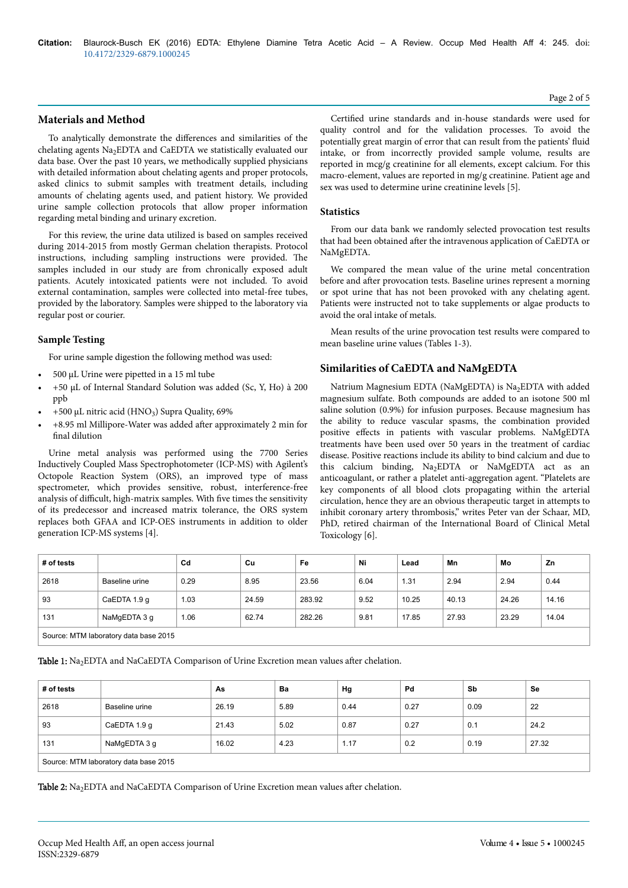## Materials and Method

To analytically demonstrate the differences and similarities of the chelating agents $Na_2EDTA$ and CaEDTA we statistically evaluated our data base. Over the past 10 years, we methodically supplied physicians with detailed information about chelating agents and proper protocols, asked clinics to submit samples with treatment details, including amounts of chelating agents used, and patient history. We provided urine sample collection protocols that allow proper information regarding metal binding and urinary excretion.

For this review, the urine data utilized is based on samples received during 2014-2015 from mostly German chelation therapists. Protocol instructions, including sampling instructions were provided. The samples included in our study are from chronically exposed adult patients. Acutely intoxicated patients were not included. To avoid external contamination, samples were collected into metal-free tubes, provided by the laboratory. Samples were shipped to the laboratory via regular post or courier.

### Sample Testing

For urine sample digestion the following method was used:

- 500 µL Urine were pipetted in a 15 ml tube
- +50 µL of Internal Standard Solution was added (Sc, Y, Ho) à 200 ppb
- +500 µL nitric acid ($HNO_3$) Supra Quality, 69%
- +8.95 ml Millipore-Water was added after approximately 2 min for final dilution

Urine metal analysis was performed using the 7700 Series Inductively Coupled Mass Spectrophotometer (ICP-MS) with Agilent's Octopole Reaction System (ORS), an improved type of mass spectrometer, which provides sensitive, robust, interference-free analysis of difficult, high-matrix samples. With five times the sensitivity of its predecessor and increased matrix tolerance, the ORS system replaces both GFAA and ICP-OES instruments in addition to older generation ICP-MS systems [4].

Certified urine standards and in-house standards were used for quality control and for the validation processes. To avoid the potentially great margin of error that can result from the patients' fluid intake, or from incorrectly provided sample volume, results are reported in mcg/g creatinine for all elements, except calcium. For this macro-element, values are reported in mg/g creatinine. Patient age and sex was used to determine urine creatinine levels [5].

### Statistics

From our data bank we randomly selected provocation test results that had been obtained after the intravenous application of CaEDTA or NaMgEDTA.

We compared the mean value of the urine metal concentration before and after provocation tests. Baseline urines represent a morning or spot urine that has not been provoked with any chelating agent. Patients were instructed not to take supplements or algae products to avoid the oral intake of metals.

Mean results of the urine provocation test results were compared to mean baseline urine values (Tables 1-3).

## Similarities of CaEDTA and NaMgEDTA

Natrium Magnesium EDTA (NaMgEDTA) is $Na_2EDTA$ with added magnesium sulfate. Both compounds are added to an isotone 500 ml saline solution (0.9%) for infusion purposes. Because magnesium has the ability to reduce vascular spasms, the combination provided positive effects in patients with vascular problems. NaMgEDTA treatments have been used over 50 years in the treatment of cardiac disease. Positive reactions include its ability to bind calcium and due to this calcium binding, $Na_2EDTA$ or NaMgEDTA act as an anticoagulant, or rather a platelet anti-aggregation agent. "Platelets are key components of all blood clots propagating within the arterial circulation, hence they are an obvious therapeutic target in attempts to inhibit coronary artery thrombosis," writes Peter van der Schaar, MD, PhD, retired chairman of the International Board of Clinical Metal Toxicology [6].

| # of tests | | Cd | Cu | Fe | Ni | Lead | Mn | Mo | Zn |
|---|---|---|---|---|---|---|---|---|---|
| 2618 | Baseline urine | 0.29 | 8.95 | 23.56 | 6.04 | 1.31 | 2.94 | 2.94 | 0.44 |
| 93 | CaEDTA 1.9 g | 1.03 | 24.59 | 283.92 | 9.52 | 10.25 | 40.13 | 24.26 | 14.16 |
| 131 | NaMgEDTA 3 g | 1.06 | 62.74 | 282.26 | 9.81 | 17.85 | 27.93 | 23.29 | 14.04 |
| Source: MTM laboratory data base 2015 | | | | | | | | | |

**Table 1:** $Na_2EDTA$ and NaCaEDTA Comparison of Urine Excretion mean values after chelation.

| # of tests | | As | Ba | Hg | Pd | Sb | Se |
|---|---|---|---|---|---|---|---|
| 2618 | Baseline urine | 26.19 | 5.89 | 0.44 | 0.27 | 0.09 | 22 |
| 93 | CaEDTA 1.9 g | 21.43 | 5.02 | 0.87 | 0.27 | 0.1 | 24.2 |
| 131 | NaMgEDTA 3 g | 16.02 | 4.23 | 1.17 | 0.2 | 0.19 | 27.32 |
| Source: MTM laboratory data base 2015 | | | | | | | |

**Table 2:** $Na_2EDTA$ and NaCaEDTA Comparison of Urine Excretion mean values after chelation.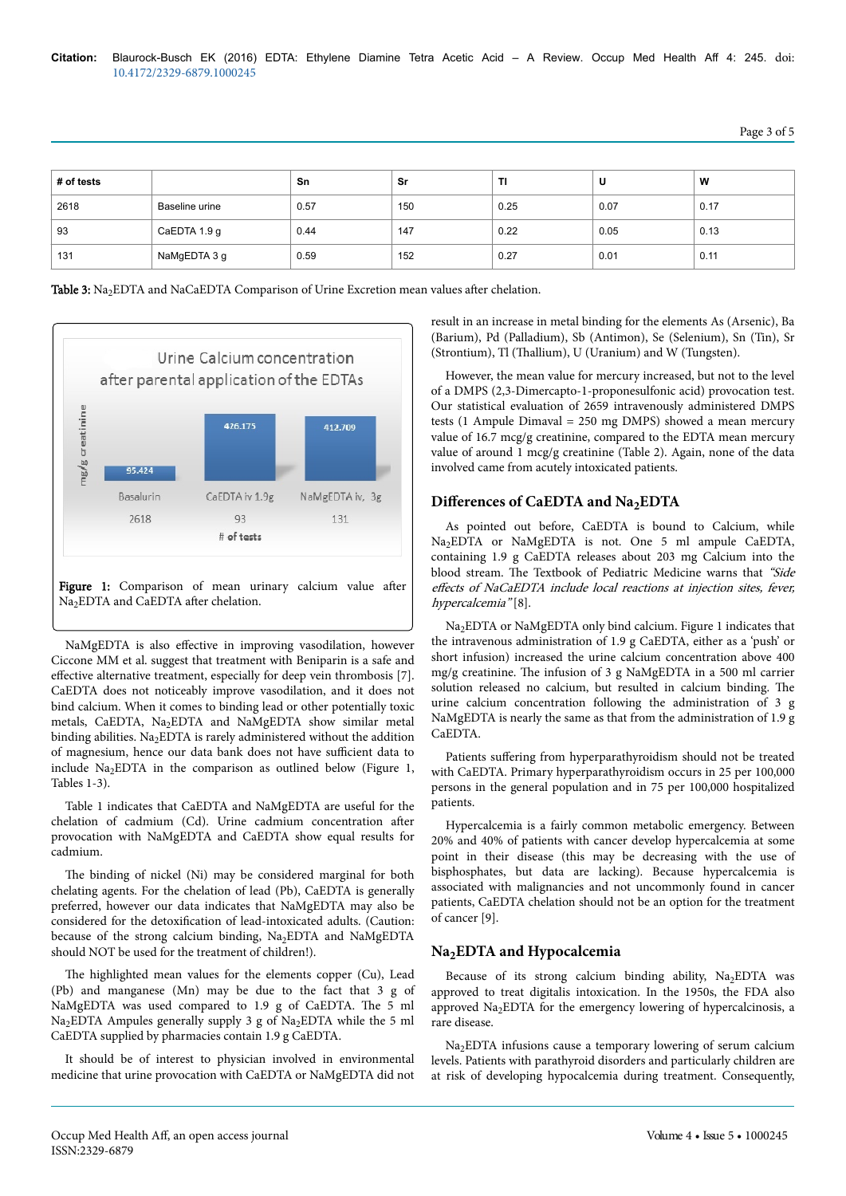| # of tests | | Sn | Sr | Tl | U | W |
|---|---|---|---|---|---|---|
| 2618 | Baseline urine | 0.57 | 150 | 0.25 | 0.07 | 0.17 |
| 93 | CaEDTA 1.9 g | 0.44 | 147 | 0.22 | 0.05 | 0.13 |
| 131 | NaMgEDTA 3 g | 0.59 | 152 | 0.27 | 0.01 | 0.11 |

**Table 3:** $Na_2$EDTA and NaCaEDTA Comparison of Urine Excretion mean values after chelation.

Urine Calcium concentration after parental application of the EDTAs

| # of tests | | mg/g creatinine |
|---|---|---|
| 2618 | Basalurin | 95.424 |
| 93 | CaEDTA iv 1.9g | 426.175 |
| 131 | NaMgEDTA iv, 3g | 412.709 |

**Figure 1:** Comparison of mean urinary calcium value after $Na_2$EDTA and CaEDTA after chelation.

NaMgEDTA is also effective in improving vasodilation, however Ciccone MM et al. suggest that treatment with Beniparin is a safe and effective alternative treatment, especially for deep vein thrombosis [7]. CaEDTA does not noticeably improve vasodilation, and it does not bind calcium. When it comes to binding lead or other potentially toxic metals, CaEDTA, $Na_2$EDTA and NaMgEDTA show similar metal binding abilities. $Na_2$EDTA is rarely administered without the addition of magnesium, hence our data bank does not have sufficient data to include $Na_2$EDTA in the comparison as outlined below (Figure 1, Tables 1-3).

Table 1 indicates that CaEDTA and NaMgEDTA are useful for the chelation of cadmium (Cd). Urine cadmium concentration after provocation with NaMgEDTA and CaEDTA show equal results for cadmium.

The binding of nickel (Ni) may be considered marginal for both chelating agents. For the chelation of lead (Pb), CaEDTA is generally preferred, however our data indicates that NaMgEDTA may also be considered for the detoxification of lead-intoxicated adults. (Caution: because of the strong calcium binding, $Na_2$EDTA and NaMgEDTA should NOT be used for the treatment of children!).

The highlighted mean values for the elements copper (Cu), Lead (Pb) and manganese (Mn) may be due to the fact that 3 g of NaMgEDTA was used compared to 1.9 g of CaEDTA. The 5 ml $Na_2$EDTA Ampules generally supply 3 g of $Na_2$EDTA while the 5 ml CaEDTA supplied by pharmacies contain 1.9 g CaEDTA.

It should be of interest to physician involved in environmental medicine that urine provocation with CaEDTA or NaMgEDTA did not result in an increase in metal binding for the elements As (Arsenic), Ba (Barium), Pd (Palladium), Sb (Antimon), Se (Selenium), Sn (Tin), Sr (Strontium), Tl (Thallium), U (Uranium) and W (Tungsten).

However, the mean value for mercury increased, but not to the level of a DMPS (2,3-Dimercapto-1-proponesulfonic acid) provocation test. Our statistical evaluation of 2659 intravenously administered DMPS tests (1 Ampule Dimaval = 250 mg DMPS) showed a mean mercury value of 16.7 mcg/g creatinine, compared to the EDTA mean mercury value of around 1 mcg/g creatinine (Table 2). Again, none of the data involved came from acutely intoxicated patients.

## Differences of CaEDTA and $Na_2$EDTA

As pointed out before, CaEDTA is bound to Calcium, while $Na_2$EDTA or NaMgEDTA is not. One 5 ml ampule CaEDTA, containing 1.9 g CaEDTA releases about 203 mg Calcium into the blood stream. The Textbook of Pediatric Medicine warns that *"Side effects of NaCaEDTA include local reactions at injection sites, fever, hypercalcemia"* [8].

$Na_2$EDTA or NaMgEDTA only bind calcium. Figure 1 indicates that the intravenous administration of 1.9 g CaEDTA, either as a 'push' or short infusion) increased the urine calcium concentration above 400 mg/g creatinine. The infusion of 3 g NaMgEDTA in a 500 ml carrier solution released no calcium, but resulted in calcium binding. The urine calcium concentration following the administration of 3 g NaMgEDTA is nearly the same as that from the administration of 1.9 g CaEDTA.

Patients suffering from hyperparathyroidism should not be treated with CaEDTA. Primary hyperparathyroidism occurs in 25 per 100,000 persons in the general population and in 75 per 100,000 hospitalized patients.

Hypercalcemia is a fairly common metabolic emergency. Between 20% and 40% of patients with cancer develop hypercalcemia at some point in their disease (this may be decreasing with the use of bisphosphates, but data are lacking). Because hypercalcemia is associated with malignancies and not uncommonly found in cancer patients, CaEDTA chelation should not be an option for the treatment of cancer [9].

## $Na_2$EDTA and Hypocalcemia

Because of its strong calcium binding ability, $Na_2$EDTA was approved to treat digitalis intoxication. In the 1950s, the FDA also approved $Na_2$EDTA for the emergency lowering of hypercalcinosis, a rare disease.

$Na_2$EDTA infusions cause a temporary lowering of serum calcium levels. Patients with parathyroid disorders and particularly children are at risk of developing hypocalcemia during treatment. Consequently,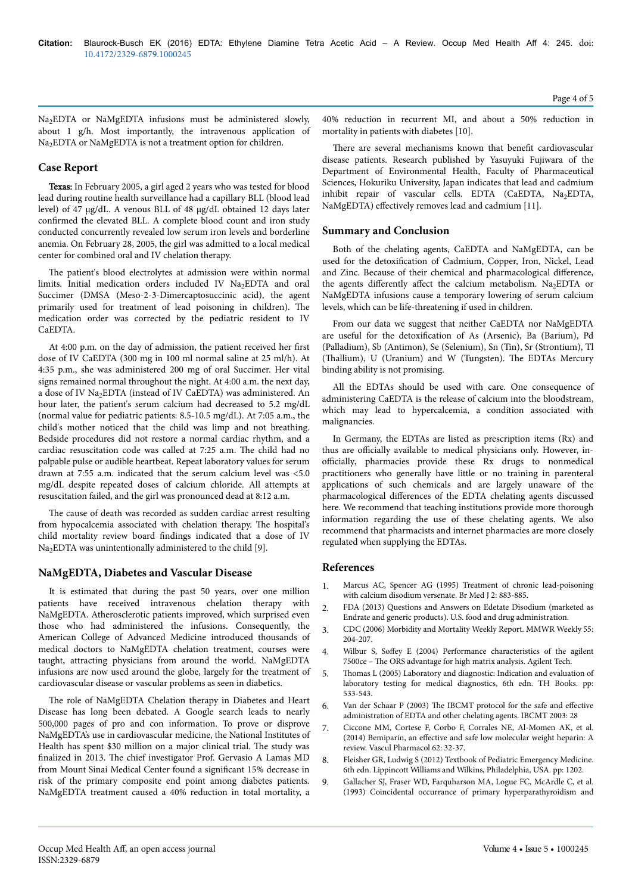$Na_2EDTA$ or NaMgEDTA infusions must be administered slowly, about 1 g/h. Most importantly, the intravenous application of $Na_2EDTA$ or NaMgEDTA is not a treatment option for children.

## Case Report

**Texas:** In February 2005, a girl aged 2 years who was tested for blood lead during routine health surveillance had a capillary BLL (blood lead level) of 47 µg/dL. A venous BLL of 48 µg/dL obtained 12 days later confirmed the elevated BLL. A complete blood count and iron study conducted concurrently revealed low serum iron levels and borderline anemia. On February 28, 2005, the girl was admitted to a local medical center for combined oral and IV chelation therapy.

The patient's blood electrolytes at admission were within normal limits. Initial medication orders included IV $Na_2EDTA$ and oral Succimer (DMSA (Meso-2-3-Dimercaptosuccinic acid), the agent primarily used for treatment of lead poisoning in children). The medication order was corrected by the pediatric resident to IV CaEDTA.

At 4:00 p.m. on the day of admission, the patient received her first dose of IV CaEDTA (300 mg in 100 ml normal saline at 25 ml/h). At 4:35 p.m., she was administered 200 mg of oral Succimer. Her vital signs remained normal throughout the night. At 4:00 a.m. the next day, a dose of IV $Na_2EDTA$ (instead of IV CaEDTA) was administered. An hour later, the patient's serum calcium had decreased to 5.2 mg/dL (normal value for pediatric patients: 8.5-10.5 mg/dL). At 7:05 a.m., the child's mother noticed that the child was limp and not breathing. Bedside procedures did not restore a normal cardiac rhythm, and a cardiac resuscitation code was called at 7:25 a.m. The child had no palpable pulse or audible heartbeat. Repeat laboratory values for serum drawn at 7:55 a.m. indicated that the serum calcium level was <5.0 mg/dL despite repeated doses of calcium chloride. All attempts at resuscitation failed, and the girl was pronounced dead at 8:12 a.m.

The cause of death was recorded as sudden cardiac arrest resulting from hypocalcemia associated with chelation therapy. The hospital's child mortality review board findings indicated that a dose of IV $Na_2EDTA$ was unintentionally administered to the child [9].

## NaMgEDTA, Diabetes and Vascular Disease

It is estimated that during the past 50 years, over one million patients have received intravenous chelation therapy with NaMgEDTA. Atherosclerotic patients improved, which surprised even those who had administered the infusions. Consequently, the American College of Advanced Medicine introduced thousands of medical doctors to NaMgEDTA chelation treatment, courses were taught, attracting physicians from around the world. NaMgEDTA infusions are now used around the globe, largely for the treatment of cardiovascular disease or vascular problems as seen in diabetics.

The role of NaMgEDTA Chelation therapy in Diabetes and Heart Disease has long been debated. A Google search leads to nearly 500,000 pages of pro and con information. To prove or disprove NaMgEDTA's use in cardiovascular medicine, the National Institutes of Health has spent $30 million on a major clinical trial. The study was finalized in 2013. The chief investigator Prof. Gervasio A Lamas MD from Mount Sinai Medical Center found a significant 15% decrease in risk of the primary composite end point among diabetes patients. NaMgEDTA treatment caused a 40% reduction in total mortality, a 40% reduction in recurrent MI, and about a 50% reduction in mortality in patients with diabetes [10].

There are several mechanisms known that benefit cardiovascular disease patients. Research published by Yasuyuki Fujiwara of the Department of Environmental Health, Faculty of Pharmaceutical Sciences, Hokuriku University, Japan indicates that lead and cadmium inhibit repair of vascular cells. EDTA (CaEDTA, $Na_2EDTA$, NaMgEDTA) effectively removes lead and cadmium [11].

## Summary and Conclusion

Both of the chelating agents, CaEDTA and NaMgEDTA, can be used for the detoxification of Cadmium, Copper, Iron, Nickel, Lead and Zinc. Because of their chemical and pharmacological difference, the agents differently affect the calcium metabolism. $Na_2EDTA$ or NaMgEDTA infusions cause a temporary lowering of serum calcium levels, which can be life-threatening if used in children.

From our data we suggest that neither CaEDTA nor NaMgEDTA are useful for the detoxification of As (Arsenic), Ba (Barium), Pd (Palladium), Sb (Antimon), Se (Selenium), Sn (Tin), Sr (Strontium), Tl (Thallium), U (Uranium) and W (Tungsten). The EDTAs Mercury binding ability is not promising.

All the EDTAs should be used with care. One consequence of administering CaEDTA is the release of calcium into the bloodstream, which may lead to hypercalcemia, a condition associated with malignancies.

In Germany, the EDTAs are listed as prescription items (Rx) and thus are officially available to medical physicians only. However, in-officially, pharmacies provide these Rx drugs to nonmedical practitioners who generally have little or no training in parenteral applications of such chemicals and are largely unaware of the pharmacological differences of the EDTA chelating agents discussed here. We recommend that teaching institutions provide more thorough information regarding the use of these chelating agents. We also recommend that pharmacists and internet pharmacies are more closely regulated when supplying the EDTAs.

## References

1. Marcus AC, Spencer AG (1995) Treatment of chronic lead-poisoning with calcium disodium versenate. Br Med J 2: 883-885.
2. FDA (2013) Questions and Answers on Edetate Disodium (marketed as Endrate and generic products). U.S. food and drug administration.
3. CDC (2006) Morbidity and Mortality Weekly Report. MMWR Weekly 55: 204-207.
4. Wilbur S, Soffey E (2004) Performance characteristics of the agilent 7500ce – The ORS advantage for high matrix analysis. Agilent Tech.
5. Thomas L (2005) Laboratory and diagnostic: Indication and evaluation of laboratory testing for medical diagnostics, 6th edn. TH Books. pp: 533-543.
6. Van der Schaar P (2003) The IBCMT protocol for the safe and effective administration of EDTA and other chelating agents. IBCMT 2003: 28
7. Ciccone MM, Cortese F, Corbo F, Corrales NE, Al-Momen AK, et al. (2014) Bemiparin, an effective and safe low molecular weight heparin: A review. Vascul Pharmacol 62: 32-37.
8. Fleisher GR, Ludwig S (2012) Textbook of Pediatric Emergency Medicine. 6th edn. Lippincott Williams and Wilkins, Philadelphia, USA. pp: 1202.
9. Gallacher SJ, Fraser WD, Farquharson MA, Logue FC, McArdle C, et al. (1993) Coincidental occurrance of primary hyperparathyroidism and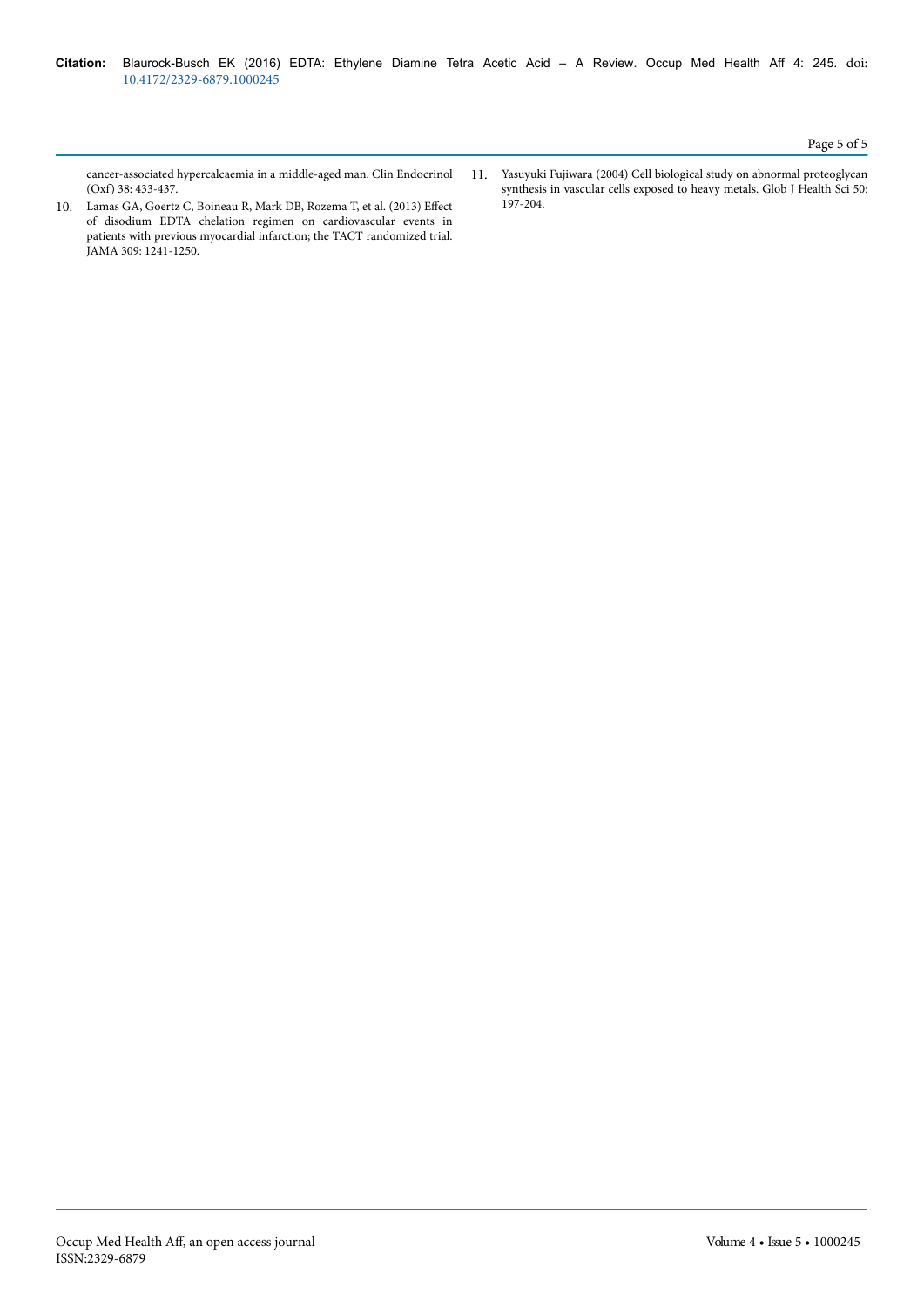cancer-associated hypercalcaemia in a middle-aged man. Clin Endocrinol (Oxf) 38: 433-437.

10. Lamas GA, Goertz C, Boineau R, Mark DB, Rozema T, et al. (2013) Effect of disodium EDTA chelation regimen on cardiovascular events in patients with previous myocardial infarction; the TACT randomized trial. JAMA 309: 1241-1250.

11. Yasuyuki Fujiwara (2004) Cell biological study on abnormal proteoglycan synthesis in vascular cells exposed to heavy metals. Glob J Health Sci 50: 197-204.